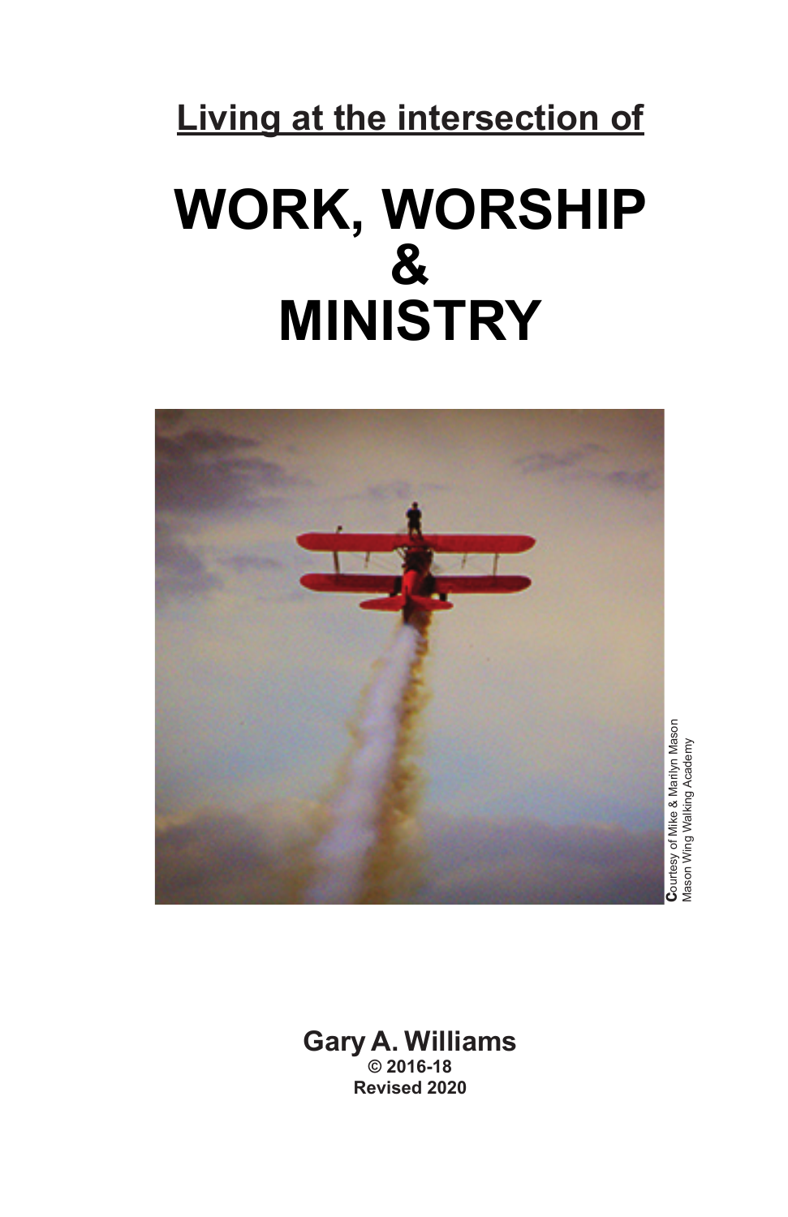**Living at the intersection of**

# WORK, WORSHIP & MINISTRY

Courtesy of Mike & Marilyn Mason
Mason Wing Walking Academy

**Gary A. Williams**
**© 2016-18**
**Revised 2020**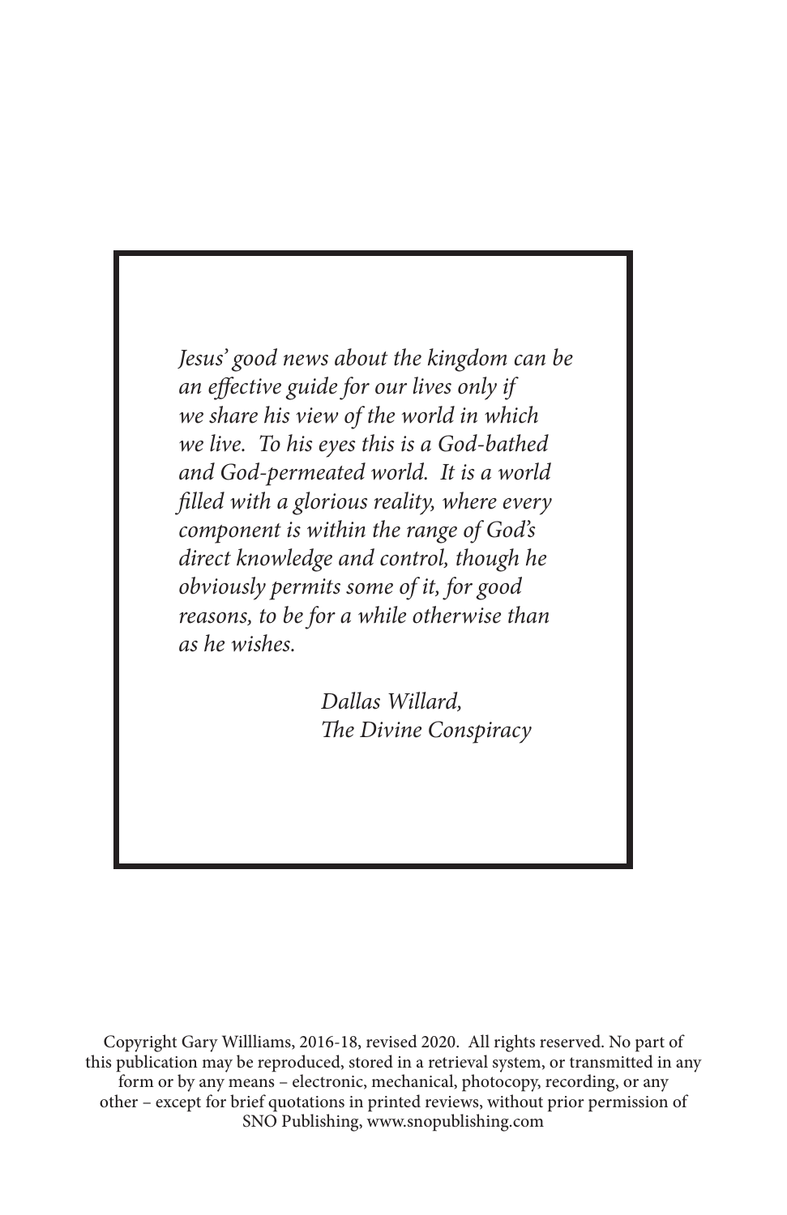*Jesus' good news about the kingdom can be an effective guide for our lives only if we share his view of the world in which we live. To his eyes this is a God-bathed and God-permeated world. It is a world filled with a glorious reality, where every component is within the range of God's direct knowledge and control, though he obviously permits some of it, for good reasons, to be for a while otherwise than as he wishes.*

*Dallas Willard,*
*The Divine Conspiracy*

Copyright Gary Willliams, 2016-18, revised 2020. All rights reserved. No part of this publication may be reproduced, stored in a retrieval system, or transmitted in any form or by any means – electronic, mechanical, photocopy, recording, or any other – except for brief quotations in printed reviews, without prior permission of SNO Publishing, www.snopublishing.com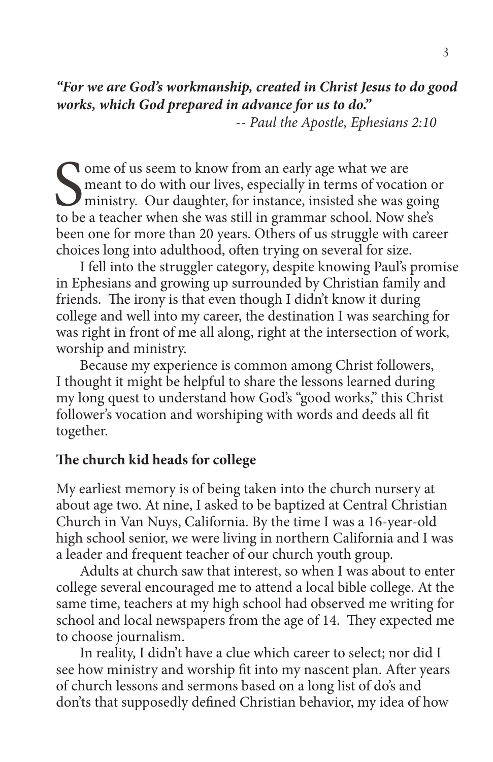*"For we are God's workmanship, created in Christ Jesus to do good works, which God prepared in advance for us to do."*
*-- Paul the Apostle, Ephesians 2:10*

Some of us seem to know from an early age what we are meant to do with our lives, especially in terms of vocation or ministry. Our daughter, for instance, insisted she was going to be a teacher when she was still in grammar school. Now she's been one for more than 20 years. Others of us struggle with career choices long into adulthood, often trying on several for size.

I fell into the struggler category, despite knowing Paul's promise in Ephesians and growing up surrounded by Christian family and friends. The irony is that even though I didn't know it during college and well into my career, the destination I was searching for was right in front of me all along, right at the intersection of work, worship and ministry.

Because my experience is common among Christ followers, I thought it might be helpful to share the lessons learned during my long quest to understand how God's "good works," this Christ follower's vocation and worshiping with words and deeds all fit together.

**The church kid heads for college**

My earliest memory is of being taken into the church nursery at about age two. At nine, I asked to be baptized at Central Christian Church in Van Nuys, California. By the time I was a 16-year-old high school senior, we were living in northern California and I was a leader and frequent teacher of our church youth group.

Adults at church saw that interest, so when I was about to enter college several encouraged me to attend a local bible college. At the same time, teachers at my high school had observed me writing for school and local newspapers from the age of 14. They expected me to choose journalism.

In reality, I didn't have a clue which career to select; nor did I see how ministry and worship fit into my nascent plan. After years of church lessons and sermons based on a long list of do's and don'ts that supposedly defined Christian behavior, my idea of how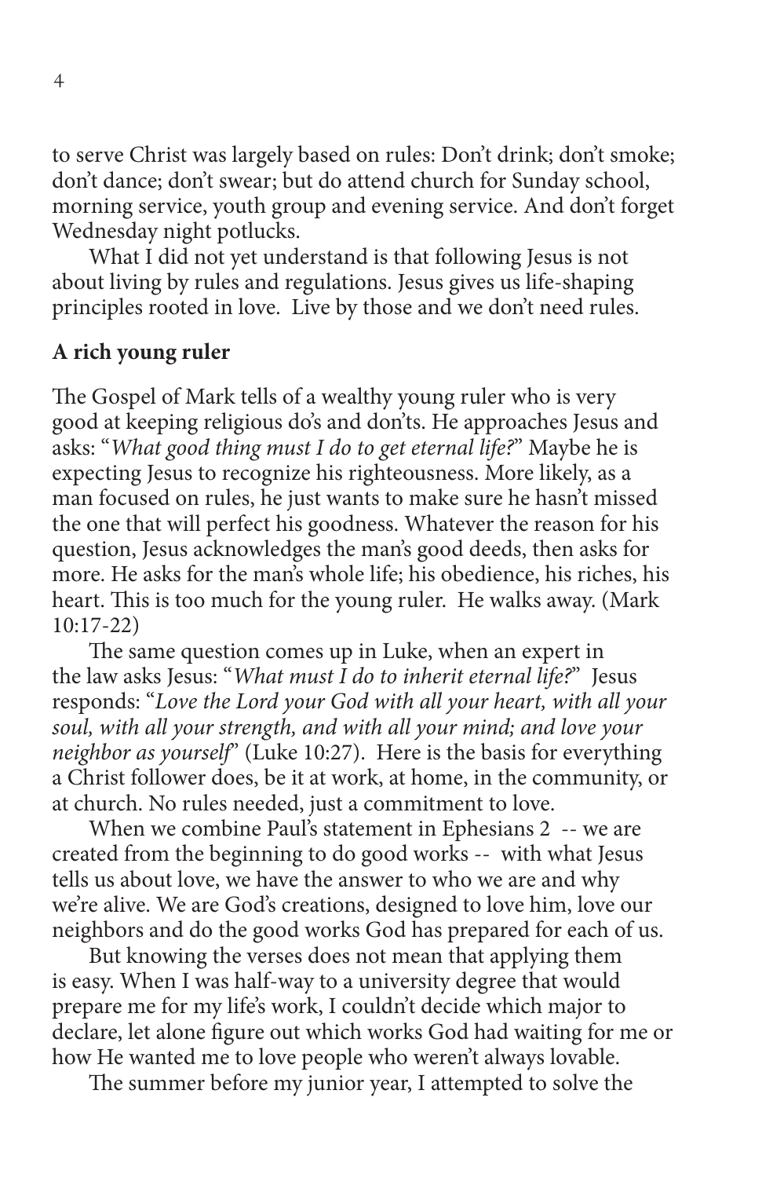to serve Christ was largely based on rules: Don't drink; don't smoke; don't dance; don't swear; but do attend church for Sunday school, morning service, youth group and evening service. And don't forget Wednesday night potlucks.

What I did not yet understand is that following Jesus is not about living by rules and regulations. Jesus gives us life-shaping principles rooted in love. Live by those and we don't need rules.

**A rich young ruler**

The Gospel of Mark tells of a wealthy young ruler who is very good at keeping religious do's and don'ts. He approaches Jesus and asks: "*What good thing must I do to get eternal life?*" Maybe he is expecting Jesus to recognize his righteousness. More likely, as a man focused on rules, he just wants to make sure he hasn't missed the one that will perfect his goodness. Whatever the reason for his question, Jesus acknowledges the man's good deeds, then asks for more. He asks for the man's whole life; his obedience, his riches, his heart. This is too much for the young ruler. He walks away. (Mark 10:17-22)

The same question comes up in Luke, when an expert in the law asks Jesus: "*What must I do to inherit eternal life?*" Jesus responds: "*Love the Lord your God with all your heart, with all your soul, with all your strength, and with all your mind; and love your neighbor as yourself*" (Luke 10:27). Here is the basis for everything a Christ follower does, be it at work, at home, in the community, or at church. No rules needed, just a commitment to love.

When we combine Paul's statement in Ephesians 2 -- we are created from the beginning to do good works -- with what Jesus tells us about love, we have the answer to who we are and why we're alive. We are God's creations, designed to love him, love our neighbors and do the good works God has prepared for each of us.

But knowing the verses does not mean that applying them is easy. When I was half-way to a university degree that would prepare me for my life's work, I couldn't decide which major to declare, let alone figure out which works God had waiting for me or how He wanted me to love people who weren't always lovable.

The summer before my junior year, I attempted to solve the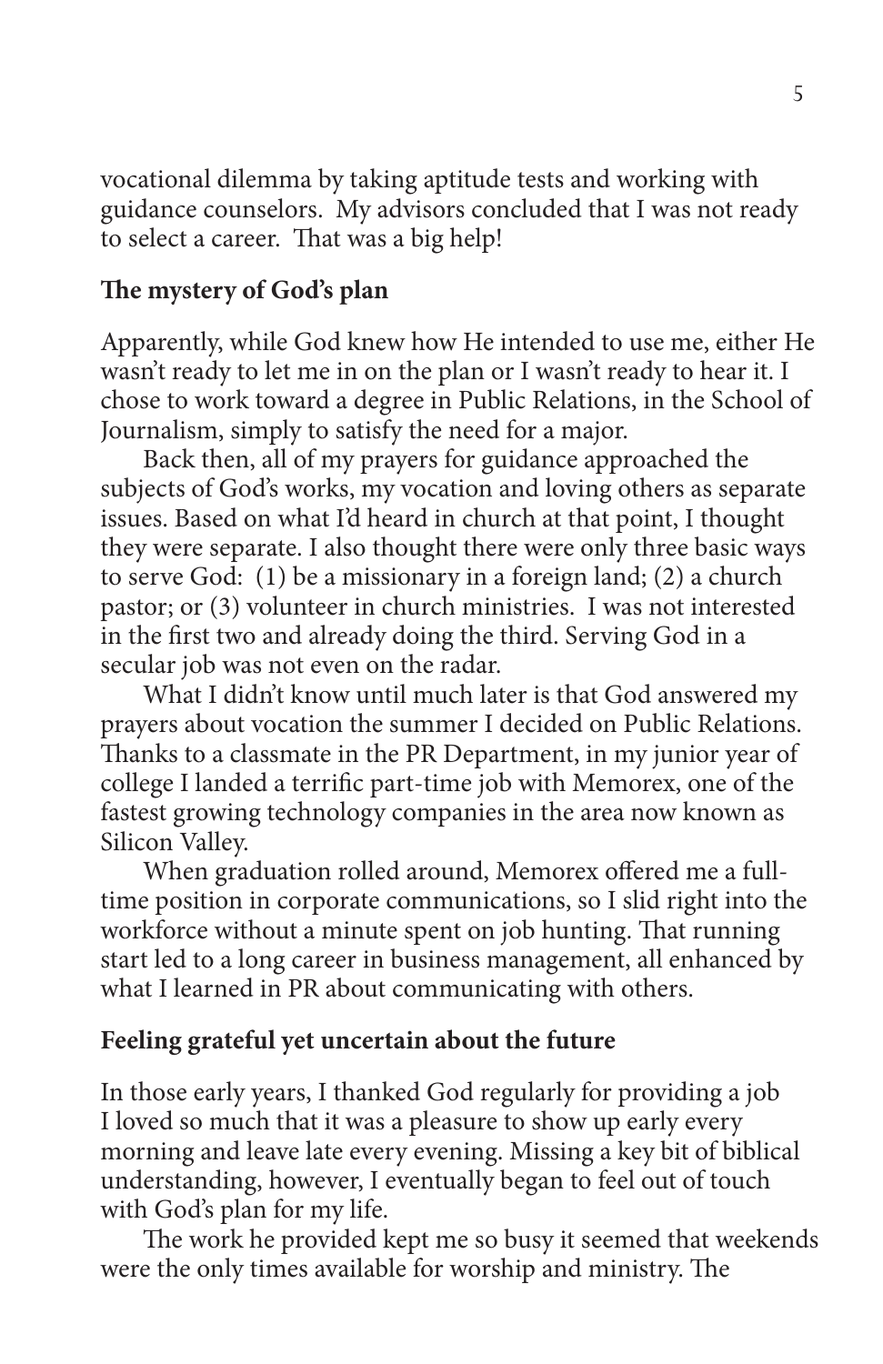vocational dilemma by taking aptitude tests and working with guidance counselors. My advisors concluded that I was not ready to select a career. That was a big help!

### The mystery of God's plan

Apparently, while God knew how He intended to use me, either He wasn't ready to let me in on the plan or I wasn't ready to hear it. I chose to work toward a degree in Public Relations, in the School of Journalism, simply to satisfy the need for a major.

Back then, all of my prayers for guidance approached the subjects of God's works, my vocation and loving others as separate issues. Based on what I'd heard in church at that point, I thought they were separate. I also thought there were only three basic ways to serve God: (1) be a missionary in a foreign land; (2) a church pastor; or (3) volunteer in church ministries. I was not interested in the first two and already doing the third. Serving God in a secular job was not even on the radar.

What I didn't know until much later is that God answered my prayers about vocation the summer I decided on Public Relations. Thanks to a classmate in the PR Department, in my junior year of college I landed a terrific part-time job with Memorex, one of the fastest growing technology companies in the area now known as Silicon Valley.

When graduation rolled around, Memorex offered me a full-time position in corporate communications, so I slid right into the workforce without a minute spent on job hunting. That running start led to a long career in business management, all enhanced by what I learned in PR about communicating with others.

### Feeling grateful yet uncertain about the future

In those early years, I thanked God regularly for providing a job I loved so much that it was a pleasure to show up early every morning and leave late every evening. Missing a key bit of biblical understanding, however, I eventually began to feel out of touch with God's plan for my life.

The work he provided kept me so busy it seemed that weekends were the only times available for worship and ministry. The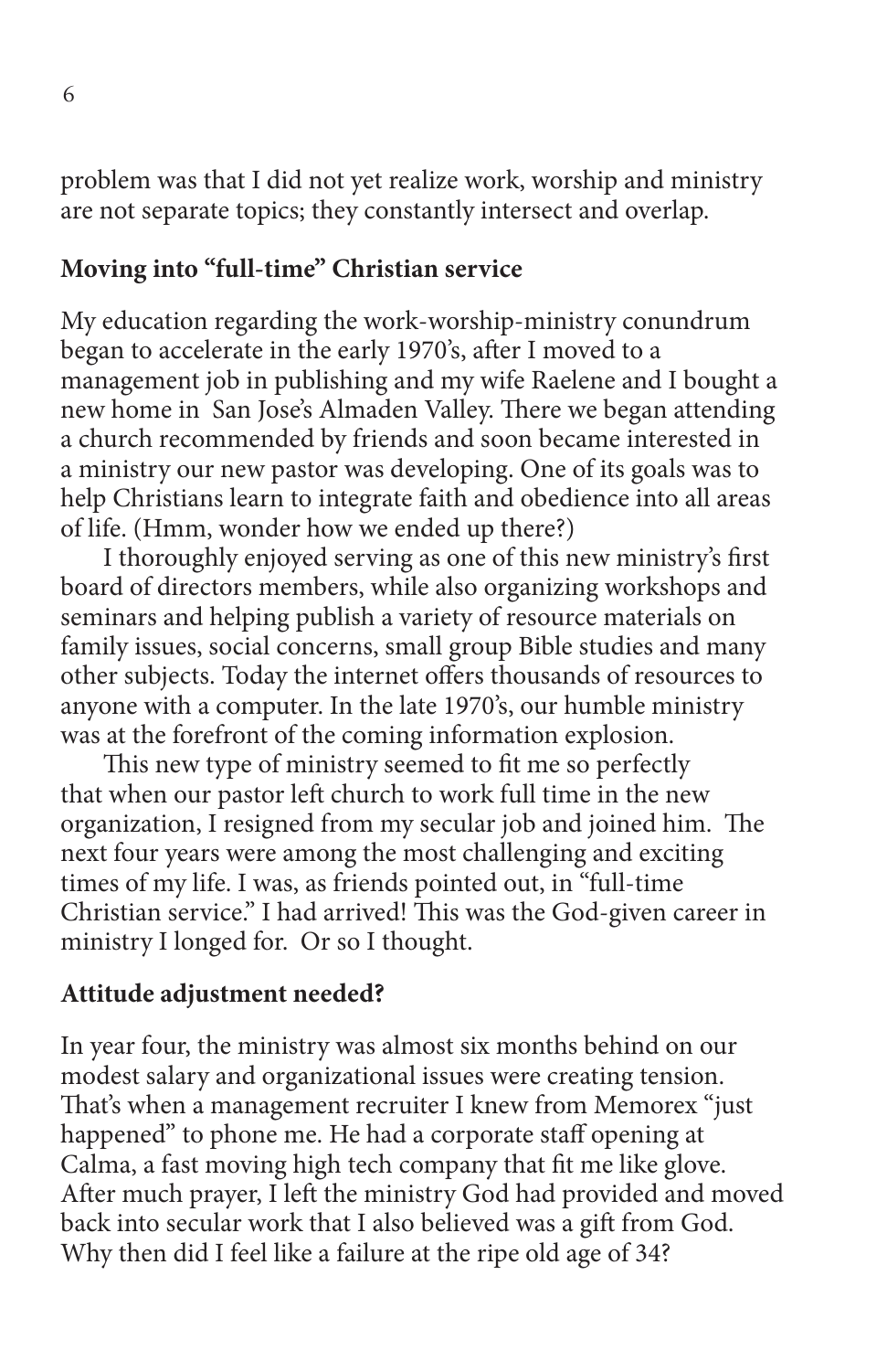problem was that I did not yet realize work, worship and ministry are not separate topics; they constantly intersect and overlap.

**Moving into "full-time" Christian service**

My education regarding the work-worship-ministry conundrum began to accelerate in the early 1970's, after I moved to a management job in publishing and my wife Raelene and I bought a new home in San Jose's Almaden Valley. There we began attending a church recommended by friends and soon became interested in a ministry our new pastor was developing. One of its goals was to help Christians learn to integrate faith and obedience into all areas of life. (Hmm, wonder how we ended up there?)

I thoroughly enjoyed serving as one of this new ministry's first board of directors members, while also organizing workshops and seminars and helping publish a variety of resource materials on family issues, social concerns, small group Bible studies and many other subjects. Today the internet offers thousands of resources to anyone with a computer. In the late 1970's, our humble ministry was at the forefront of the coming information explosion.

This new type of ministry seemed to fit me so perfectly that when our pastor left church to work full time in the new organization, I resigned from my secular job and joined him. The next four years were among the most challenging and exciting times of my life. I was, as friends pointed out, in "full-time Christian service." I had arrived! This was the God-given career in ministry I longed for. Or so I thought.

**Attitude adjustment needed?**

In year four, the ministry was almost six months behind on our modest salary and organizational issues were creating tension. That's when a management recruiter I knew from Memorex "just happened" to phone me. He had a corporate staff opening at Calma, a fast moving high tech company that fit me like glove. After much prayer, I left the ministry God had provided and moved back into secular work that I also believed was a gift from God. Why then did I feel like a failure at the ripe old age of 34?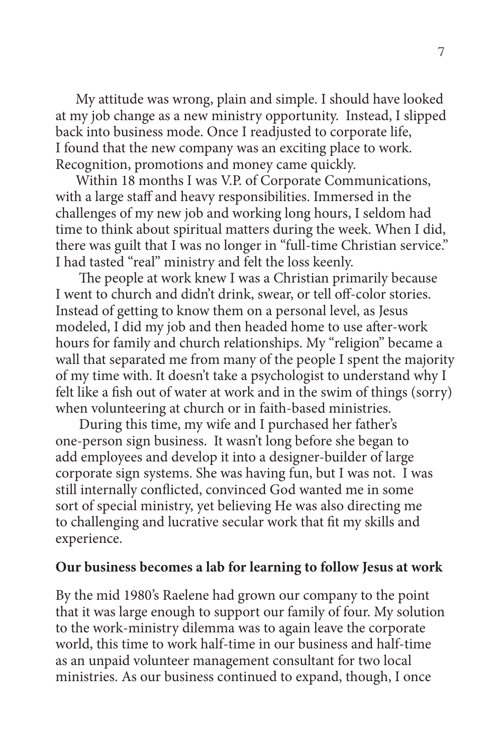My attitude was wrong, plain and simple. I should have looked at my job change as a new ministry opportunity. Instead, I slipped back into business mode. Once I readjusted to corporate life, I found that the new company was an exciting place to work. Recognition, promotions and money came quickly.

Within 18 months I was V.P. of Corporate Communications, with a large staff and heavy responsibilities. Immersed in the challenges of my new job and working long hours, I seldom had time to think about spiritual matters during the week. When I did, there was guilt that I was no longer in "full-time Christian service." I had tasted "real" ministry and felt the loss keenly.

The people at work knew I was a Christian primarily because I went to church and didn't drink, swear, or tell off-color stories. Instead of getting to know them on a personal level, as Jesus modeled, I did my job and then headed home to use after-work hours for family and church relationships. My "religion" became a wall that separated me from many of the people I spent the majority of my time with. It doesn't take a psychologist to understand why I felt like a fish out of water at work and in the swim of things (sorry) when volunteering at church or in faith-based ministries.

During this time, my wife and I purchased her father's one-person sign business. It wasn't long before she began to add employees and develop it into a designer-builder of large corporate sign systems. She was having fun, but I was not. I was still internally conflicted, convinced God wanted me in some sort of special ministry, yet believing He was also directing me to challenging and lucrative secular work that fit my skills and experience.

**Our business becomes a lab for learning to follow Jesus at work**

By the mid 1980's Raelene had grown our company to the point that it was large enough to support our family of four. My solution to the work-ministry dilemma was to again leave the corporate world, this time to work half-time in our business and half-time as an unpaid volunteer management consultant for two local ministries. As our business continued to expand, though, I once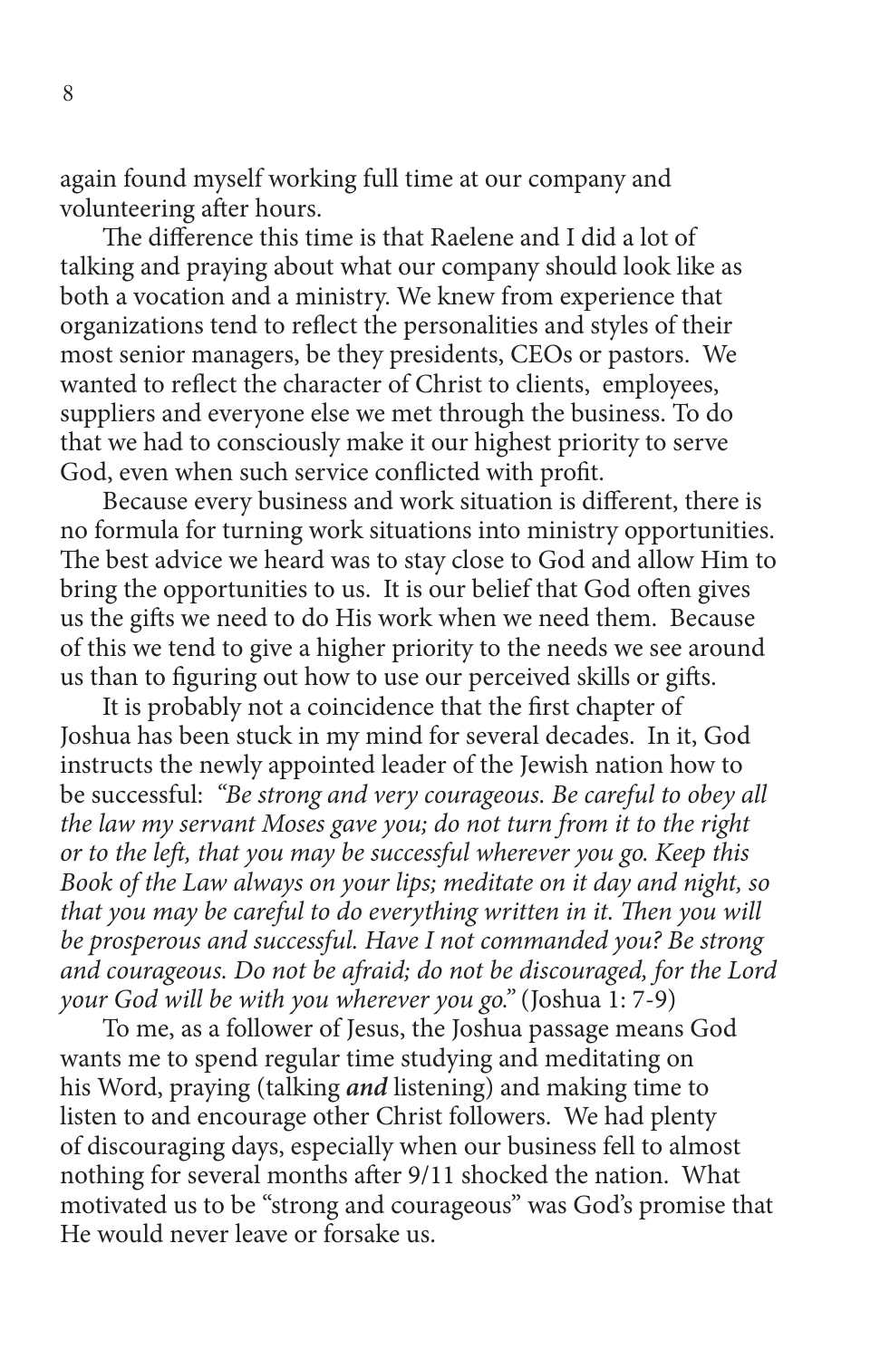again found myself working full time at our company and volunteering after hours.

The difference this time is that Raelene and I did a lot of talking and praying about what our company should look like as both a vocation and a ministry. We knew from experience that organizations tend to reflect the personalities and styles of their most senior managers, be they presidents, CEOs or pastors. We wanted to reflect the character of Christ to clients, employees, suppliers and everyone else we met through the business. To do that we had to consciously make it our highest priority to serve God, even when such service conflicted with profit.

Because every business and work situation is different, there is no formula for turning work situations into ministry opportunities. The best advice we heard was to stay close to God and allow Him to bring the opportunities to us. It is our belief that God often gives us the gifts we need to do His work when we need them. Because of this we tend to give a higher priority to the needs we see around us than to figuring out how to use our perceived skills or gifts.

It is probably not a coincidence that the first chapter of Joshua has been stuck in my mind for several decades. In it, God instructs the newly appointed leader of the Jewish nation how to be successful: *"Be strong and very courageous. Be careful to obey all the law my servant Moses gave you; do not turn from it to the right or to the left, that you may be successful wherever you go. Keep this Book of the Law always on your lips; meditate on it day and night, so that you may be careful to do everything written in it. Then you will be prosperous and successful. Have I not commanded you? Be strong and courageous. Do not be afraid; do not be discouraged, for the Lord your God will be with you wherever you go."* (Joshua 1: 7-9)

To me, as a follower of Jesus, the Joshua passage means God wants me to spend regular time studying and meditating on his Word, praying (talking ***and*** listening) and making time to listen to and encourage other Christ followers. We had plenty of discouraging days, especially when our business fell to almost nothing for several months after 9/11 shocked the nation. What motivated us to be "strong and courageous" was God's promise that He would never leave or forsake us.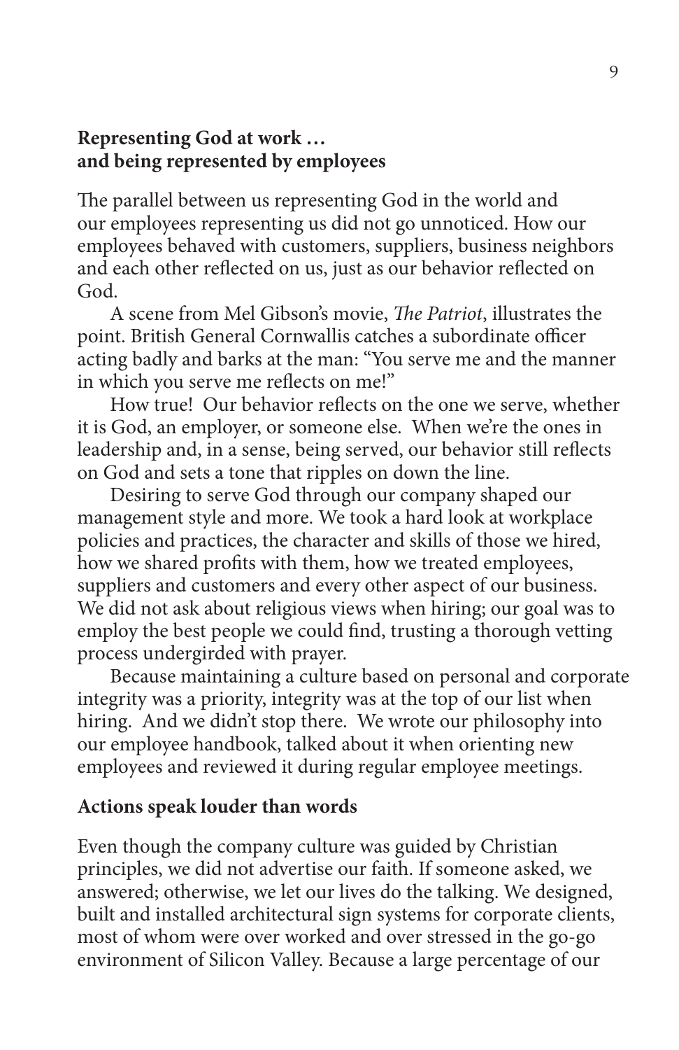## Representing God at work …
## and being represented by employees

The parallel between us representing God in the world and our employees representing us did not go unnoticed. How our employees behaved with customers, suppliers, business neighbors and each other reflected on us, just as our behavior reflected on God.

A scene from Mel Gibson's movie, *The Patriot*, illustrates the point. British General Cornwallis catches a subordinate officer acting badly and barks at the man: "You serve me and the manner in which you serve me reflects on me!"

How true! Our behavior reflects on the one we serve, whether it is God, an employer, or someone else. When we're the ones in leadership and, in a sense, being served, our behavior still reflects on God and sets a tone that ripples on down the line.

Desiring to serve God through our company shaped our management style and more. We took a hard look at workplace policies and practices, the character and skills of those we hired, how we shared profits with them, how we treated employees, suppliers and customers and every other aspect of our business. We did not ask about religious views when hiring; our goal was to employ the best people we could find, trusting a thorough vetting process undergirded with prayer.

Because maintaining a culture based on personal and corporate integrity was a priority, integrity was at the top of our list when hiring. And we didn't stop there. We wrote our philosophy into our employee handbook, talked about it when orienting new employees and reviewed it during regular employee meetings.

## Actions speak louder than words

Even though the company culture was guided by Christian principles, we did not advertise our faith. If someone asked, we answered; otherwise, we let our lives do the talking. We designed, built and installed architectural sign systems for corporate clients, most of whom were over worked and over stressed in the go-go environment of Silicon Valley. Because a large percentage of our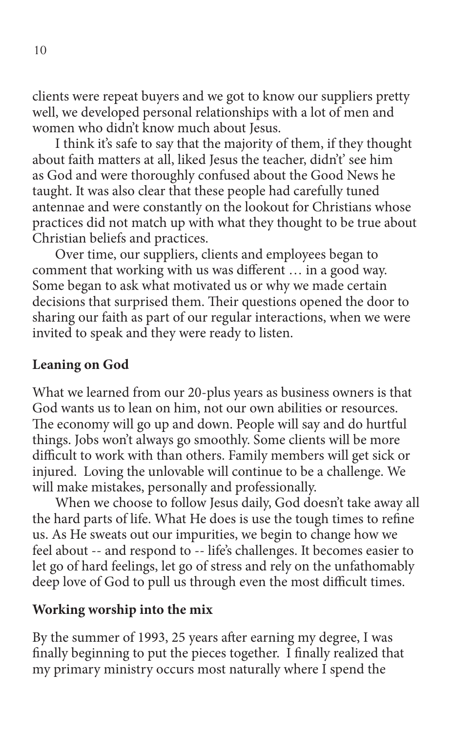clients were repeat buyers and we got to know our suppliers pretty well, we developed personal relationships with a lot of men and women who didn't know much about Jesus.

I think it's safe to say that the majority of them, if they thought about faith matters at all, liked Jesus the teacher, didn't' see him as God and were thoroughly confused about the Good News he taught. It was also clear that these people had carefully tuned antennae and were constantly on the lookout for Christians whose practices did not match up with what they thought to be true about Christian beliefs and practices.

Over time, our suppliers, clients and employees began to comment that working with us was different … in a good way. Some began to ask what motivated us or why we made certain decisions that surprised them. Their questions opened the door to sharing our faith as part of our regular interactions, when we were invited to speak and they were ready to listen.

**Leaning on God**

What we learned from our 20-plus years as business owners is that God wants us to lean on him, not our own abilities or resources. The economy will go up and down. People will say and do hurtful things. Jobs won't always go smoothly. Some clients will be more difficult to work with than others. Family members will get sick or injured. Loving the unlovable will continue to be a challenge. We will make mistakes, personally and professionally.

When we choose to follow Jesus daily, God doesn't take away all the hard parts of life. What He does is use the tough times to refine us. As He sweats out our impurities, we begin to change how we feel about -- and respond to -- life's challenges. It becomes easier to let go of hard feelings, let go of stress and rely on the unfathomably deep love of God to pull us through even the most difficult times.

**Working worship into the mix**

By the summer of 1993, 25 years after earning my degree, I was finally beginning to put the pieces together. I finally realized that my primary ministry occurs most naturally where I spend the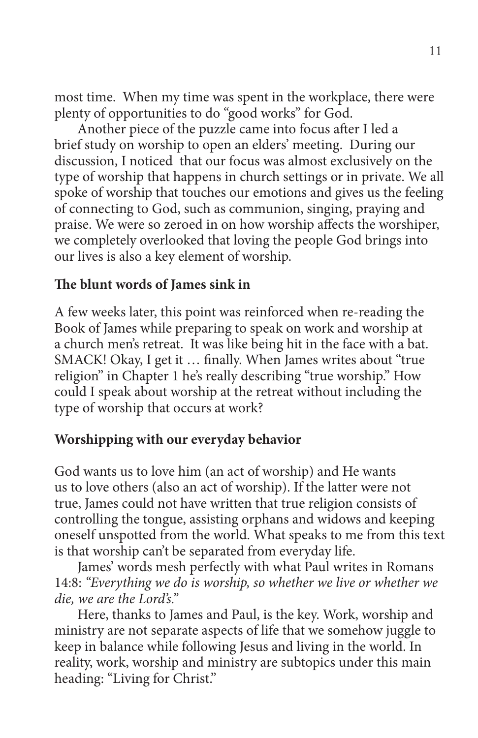most time. When my time was spent in the workplace, there were plenty of opportunities to do "good works" for God.

Another piece of the puzzle came into focus after I led a brief study on worship to open an elders' meeting. During our discussion, I noticed that our focus was almost exclusively on the type of worship that happens in church settings or in private. We all spoke of worship that touches our emotions and gives us the feeling of connecting to God, such as communion, singing, praying and praise. We were so zeroed in on how worship affects the worshiper, we completely overlooked that loving the people God brings into our lives is also a key element of worship.

**The blunt words of James sink in**

A few weeks later, this point was reinforced when re-reading the Book of James while preparing to speak on work and worship at a church men's retreat. It was like being hit in the face with a bat. SMACK! Okay, I get it … finally. When James writes about "true religion" in Chapter 1 he's really describing "true worship." How could I speak about worship at the retreat without including the type of worship that occurs at work?

**Worshipping with our everyday behavior**

God wants us to love him (an act of worship) and He wants us to love others (also an act of worship). If the latter were not true, James could not have written that true religion consists of controlling the tongue, assisting orphans and widows and keeping oneself unspotted from the world. What speaks to me from this text is that worship can't be separated from everyday life.

James' words mesh perfectly with what Paul writes in Romans 14:8: *"Everything we do is worship, so whether we live or whether we die, we are the Lord's."*

Here, thanks to James and Paul, is the key. Work, worship and ministry are not separate aspects of life that we somehow juggle to keep in balance while following Jesus and living in the world. In reality, work, worship and ministry are subtopics under this main heading: "Living for Christ."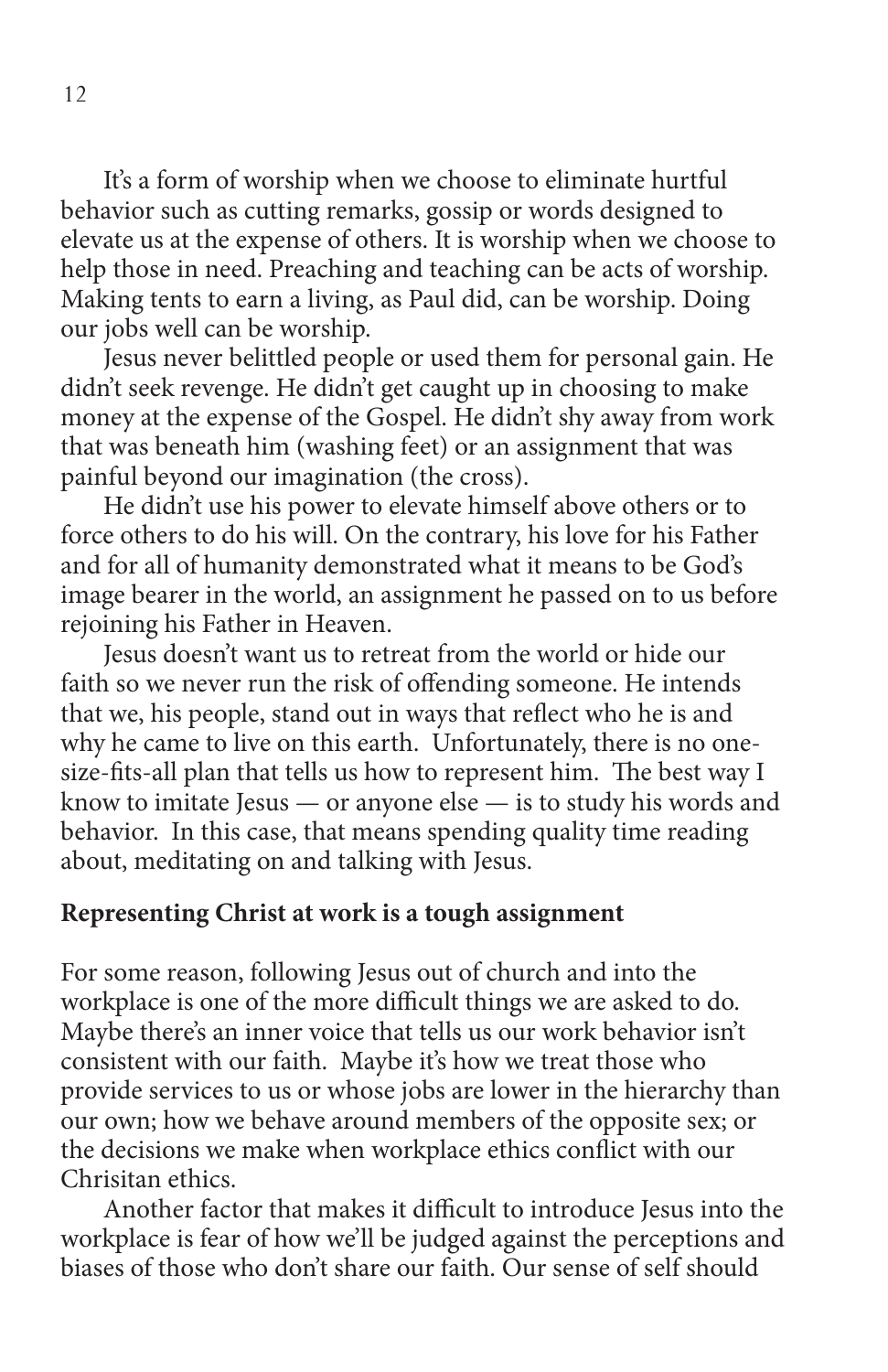It's a form of worship when we choose to eliminate hurtful behavior such as cutting remarks, gossip or words designed to elevate us at the expense of others. It is worship when we choose to help those in need. Preaching and teaching can be acts of worship. Making tents to earn a living, as Paul did, can be worship. Doing our jobs well can be worship.

Jesus never belittled people or used them for personal gain. He didn't seek revenge. He didn't get caught up in choosing to make money at the expense of the Gospel. He didn't shy away from work that was beneath him (washing feet) or an assignment that was painful beyond our imagination (the cross).

He didn't use his power to elevate himself above others or to force others to do his will. On the contrary, his love for his Father and for all of humanity demonstrated what it means to be God's image bearer in the world, an assignment he passed on to us before rejoining his Father in Heaven.

Jesus doesn't want us to retreat from the world or hide our faith so we never run the risk of offending someone. He intends that we, his people, stand out in ways that reflect who he is and why he came to live on this earth. Unfortunately, there is no one-size-fits-all plan that tells us how to represent him. The best way I know to imitate Jesus — or anyone else — is to study his words and behavior. In this case, that means spending quality time reading about, meditating on and talking with Jesus.

**Representing Christ at work is a tough assignment**

For some reason, following Jesus out of church and into the workplace is one of the more difficult things we are asked to do. Maybe there's an inner voice that tells us our work behavior isn't consistent with our faith. Maybe it's how we treat those who provide services to us or whose jobs are lower in the hierarchy than our own; how we behave around members of the opposite sex; or the decisions we make when workplace ethics conflict with our Chrisitan ethics.

Another factor that makes it difficult to introduce Jesus into the workplace is fear of how we'll be judged against the perceptions and biases of those who don't share our faith. Our sense of self should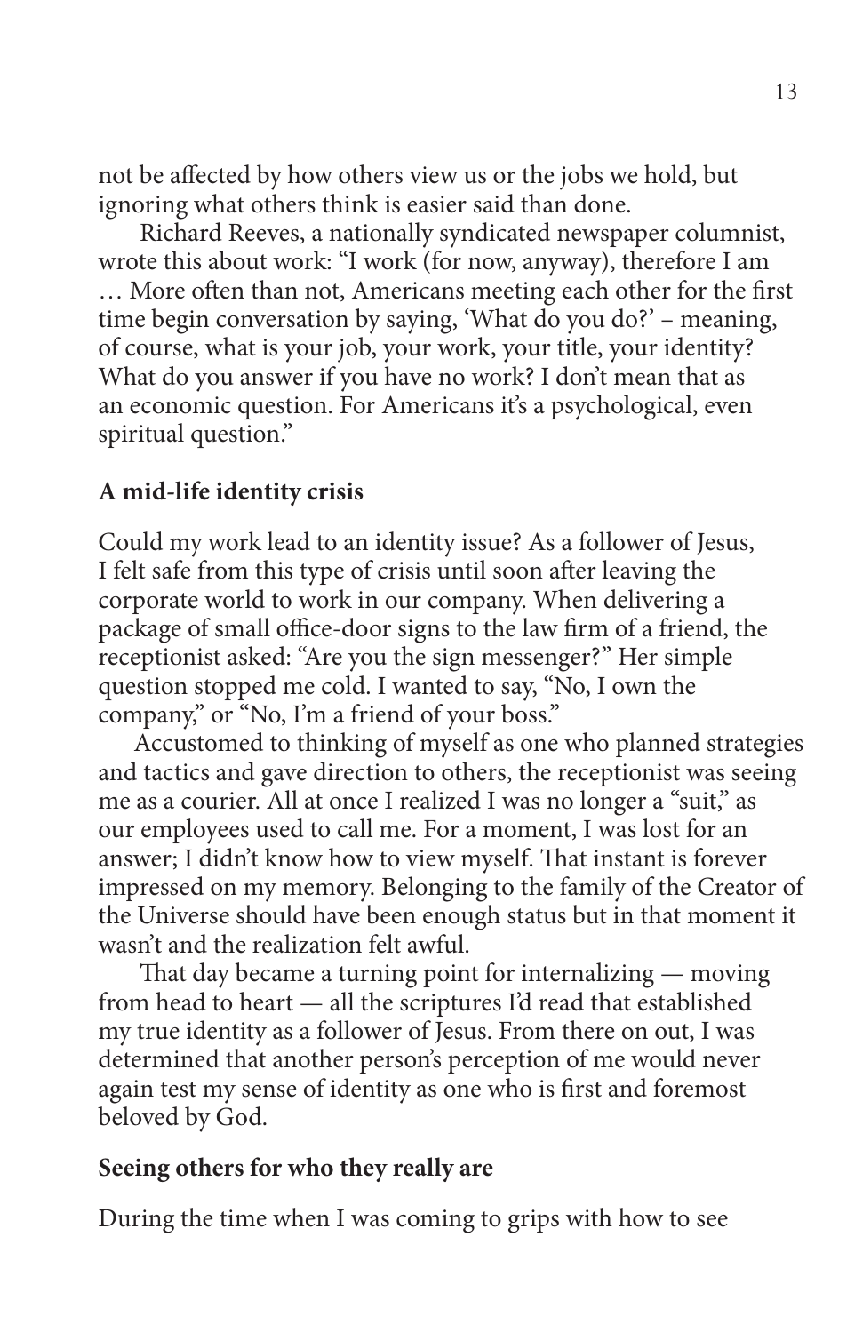not be affected by how others view us or the jobs we hold, but ignoring what others think is easier said than done.

Richard Reeves, a nationally syndicated newspaper columnist, wrote this about work: "I work (for now, anyway), therefore I am … More often than not, Americans meeting each other for the first time begin conversation by saying, 'What do you do?' – meaning, of course, what is your job, your work, your title, your identity? What do you answer if you have no work? I don't mean that as an economic question. For Americans it's a psychological, even spiritual question."

**A mid-life identity crisis**

Could my work lead to an identity issue? As a follower of Jesus, I felt safe from this type of crisis until soon after leaving the corporate world to work in our company. When delivering a package of small office-door signs to the law firm of a friend, the receptionist asked: "Are you the sign messenger?" Her simple question stopped me cold. I wanted to say, "No, I own the company," or "No, I'm a friend of your boss."

Accustomed to thinking of myself as one who planned strategies and tactics and gave direction to others, the receptionist was seeing me as a courier. All at once I realized I was no longer a "suit," as our employees used to call me. For a moment, I was lost for an answer; I didn't know how to view myself. That instant is forever impressed on my memory. Belonging to the family of the Creator of the Universe should have been enough status but in that moment it wasn't and the realization felt awful.

That day became a turning point for internalizing — moving from head to heart — all the scriptures I'd read that established my true identity as a follower of Jesus. From there on out, I was determined that another person's perception of me would never again test my sense of identity as one who is first and foremost beloved by God.

**Seeing others for who they really are**

During the time when I was coming to grips with how to see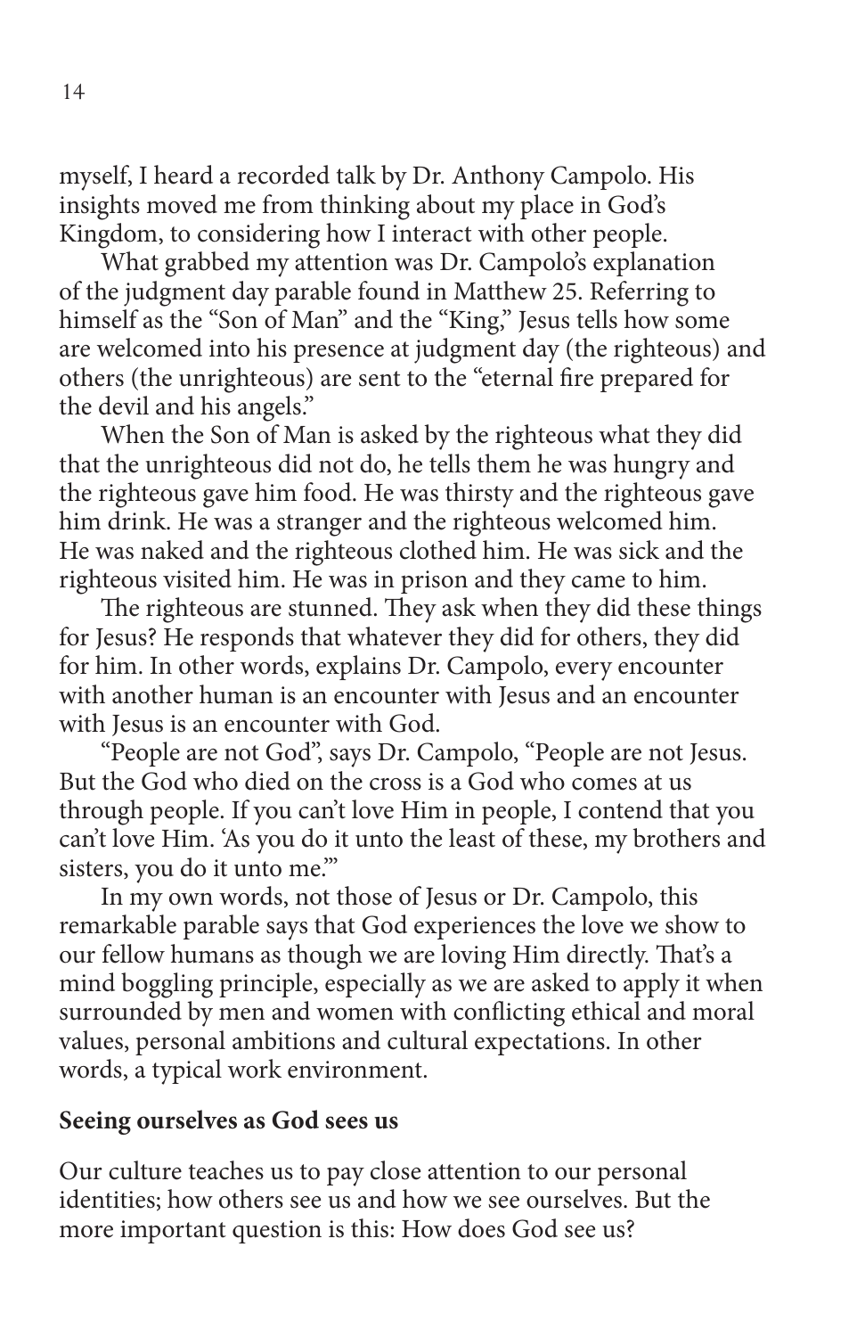myself, I heard a recorded talk by Dr. Anthony Campolo. His insights moved me from thinking about my place in God's Kingdom, to considering how I interact with other people.

What grabbed my attention was Dr. Campolo's explanation of the judgment day parable found in Matthew 25. Referring to himself as the "Son of Man" and the "King," Jesus tells how some are welcomed into his presence at judgment day (the righteous) and others (the unrighteous) are sent to the "eternal fire prepared for the devil and his angels."

When the Son of Man is asked by the righteous what they did that the unrighteous did not do, he tells them he was hungry and the righteous gave him food. He was thirsty and the righteous gave him drink. He was a stranger and the righteous welcomed him. He was naked and the righteous clothed him. He was sick and the righteous visited him. He was in prison and they came to him.

The righteous are stunned. They ask when they did these things for Jesus? He responds that whatever they did for others, they did for him. In other words, explains Dr. Campolo, every encounter with another human is an encounter with Jesus and an encounter with Jesus is an encounter with God.

"People are not God", says Dr. Campolo, "People are not Jesus. But the God who died on the cross is a God who comes at us through people. If you can't love Him in people, I contend that you can't love Him. 'As you do it unto the least of these, my brothers and sisters, you do it unto me.'"

In my own words, not those of Jesus or Dr. Campolo, this remarkable parable says that God experiences the love we show to our fellow humans as though we are loving Him directly. That's a mind boggling principle, especially as we are asked to apply it when surrounded by men and women with conflicting ethical and moral values, personal ambitions and cultural expectations. In other words, a typical work environment.

**Seeing ourselves as God sees us**

Our culture teaches us to pay close attention to our personal identities; how others see us and how we see ourselves. But the more important question is this: How does God see us?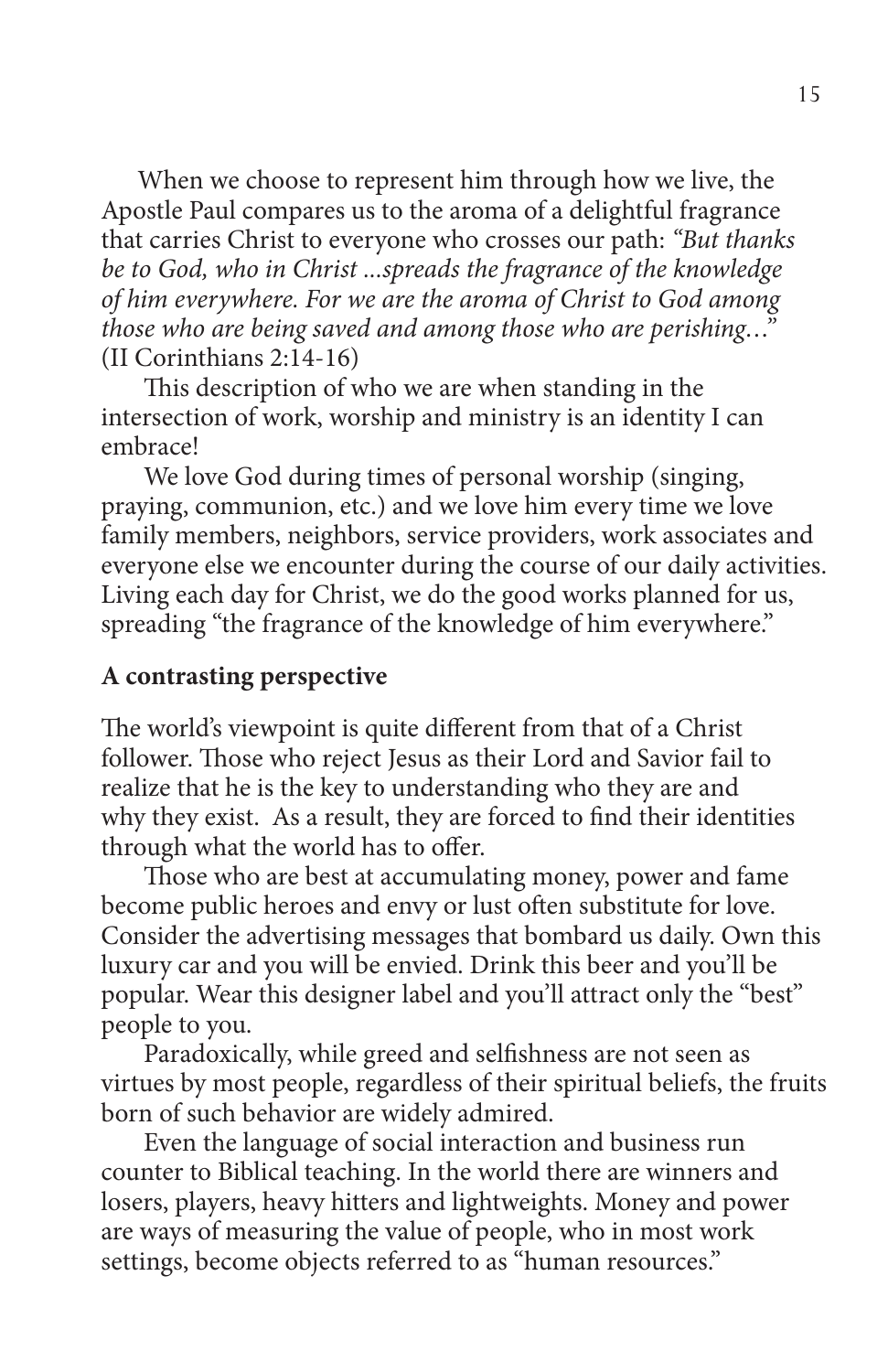When we choose to represent him through how we live, the Apostle Paul compares us to the aroma of a delightful fragrance that carries Christ to everyone who crosses our path: *"But thanks be to God, who in Christ ...spreads the fragrance of the knowledge of him everywhere. For we are the aroma of Christ to God among those who are being saved and among those who are perishing…"* (II Corinthians 2:14-16)

This description of who we are when standing in the intersection of work, worship and ministry is an identity I can embrace!

We love God during times of personal worship (singing, praying, communion, etc.) and we love him every time we love family members, neighbors, service providers, work associates and everyone else we encounter during the course of our daily activities. Living each day for Christ, we do the good works planned for us, spreading "the fragrance of the knowledge of him everywhere."

**A contrasting perspective**

The world's viewpoint is quite different from that of a Christ follower. Those who reject Jesus as their Lord and Savior fail to realize that he is the key to understanding who they are and why they exist. As a result, they are forced to find their identities through what the world has to offer.

Those who are best at accumulating money, power and fame become public heroes and envy or lust often substitute for love. Consider the advertising messages that bombard us daily. Own this luxury car and you will be envied. Drink this beer and you'll be popular. Wear this designer label and you'll attract only the "best" people to you.

Paradoxically, while greed and selfishness are not seen as virtues by most people, regardless of their spiritual beliefs, the fruits born of such behavior are widely admired.

Even the language of social interaction and business run counter to Biblical teaching. In the world there are winners and losers, players, heavy hitters and lightweights. Money and power are ways of measuring the value of people, who in most work settings, become objects referred to as "human resources."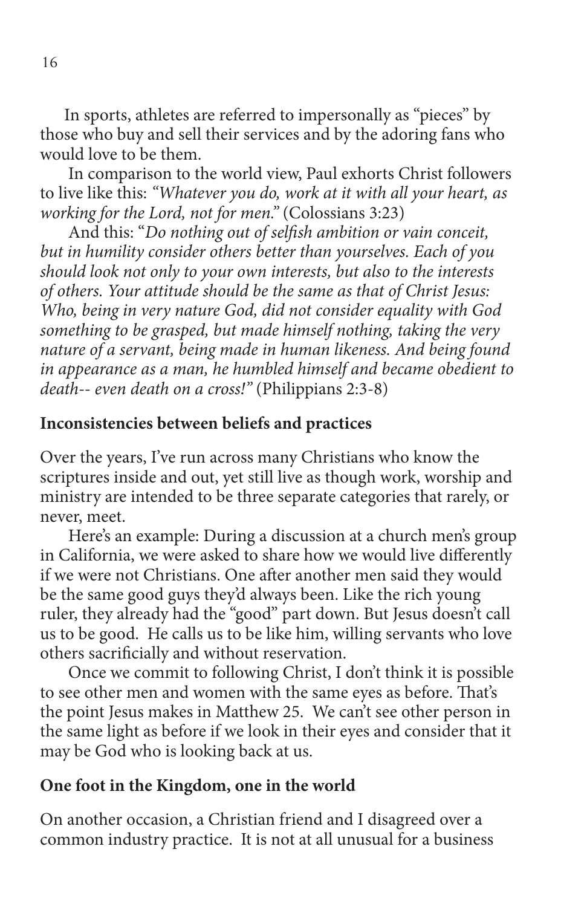In sports, athletes are referred to impersonally as "pieces" by those who buy and sell their services and by the adoring fans who would love to be them.

In comparison to the world view, Paul exhorts Christ followers to live like this: *"Whatever you do, work at it with all your heart, as working for the Lord, not for men."* (Colossians 3:23)

And this: "*Do nothing out of selfish ambition or vain conceit, but in humility consider others better than yourselves. Each of you should look not only to your own interests, but also to the interests of others. Your attitude should be the same as that of Christ Jesus: Who, being in very nature God, did not consider equality with God something to be grasped, but made himself nothing, taking the very nature of a servant, being made in human likeness. And being found in appearance as a man, he humbled himself and became obedient to death-- even death on a cross!"* (Philippians 2:3-8)

**Inconsistencies between beliefs and practices**

Over the years, I've run across many Christians who know the scriptures inside and out, yet still live as though work, worship and ministry are intended to be three separate categories that rarely, or never, meet.

Here's an example: During a discussion at a church men's group in California, we were asked to share how we would live differently if we were not Christians. One after another men said they would be the same good guys they'd always been. Like the rich young ruler, they already had the "good" part down. But Jesus doesn't call us to be good. He calls us to be like him, willing servants who love others sacrificially and without reservation.

Once we commit to following Christ, I don't think it is possible to see other men and women with the same eyes as before. That's the point Jesus makes in Matthew 25. We can't see other person in the same light as before if we look in their eyes and consider that it may be God who is looking back at us.

**One foot in the Kingdom, one in the world**

On another occasion, a Christian friend and I disagreed over a common industry practice. It is not at all unusual for a business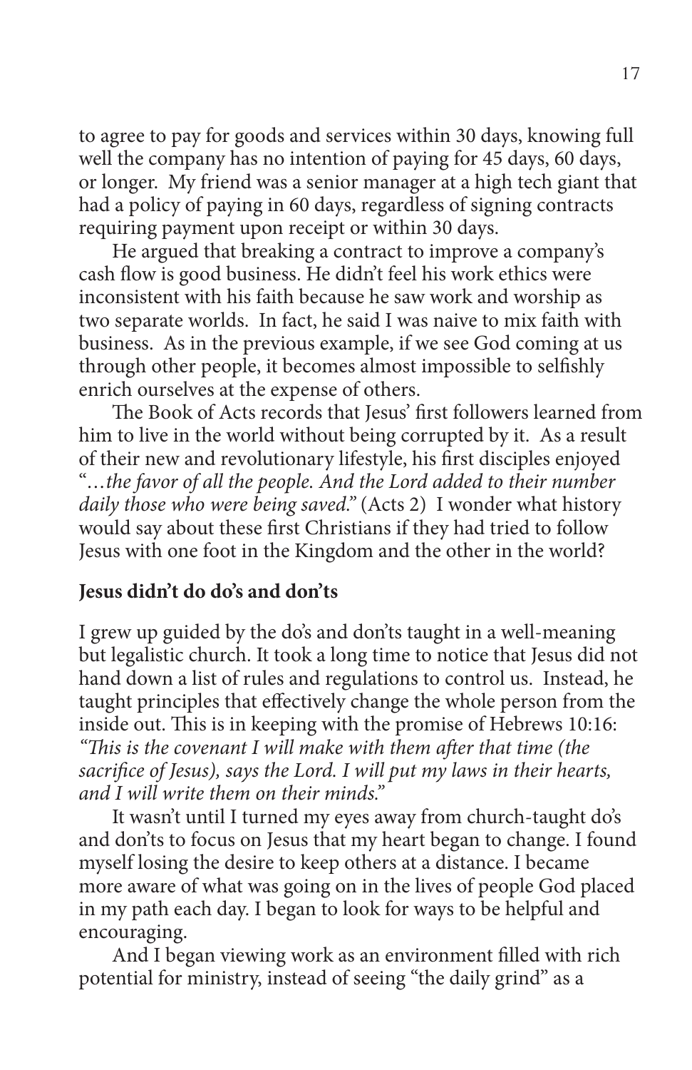to agree to pay for goods and services within 30 days, knowing full well the company has no intention of paying for 45 days, 60 days, or longer. My friend was a senior manager at a high tech giant that had a policy of paying in 60 days, regardless of signing contracts requiring payment upon receipt or within 30 days.

He argued that breaking a contract to improve a company's cash flow is good business. He didn't feel his work ethics were inconsistent with his faith because he saw work and worship as two separate worlds. In fact, he said I was naive to mix faith with business. As in the previous example, if we see God coming at us through other people, it becomes almost impossible to selfishly enrich ourselves at the expense of others.

The Book of Acts records that Jesus' first followers learned from him to live in the world without being corrupted by it. As a result of their new and revolutionary lifestyle, his first disciples enjoyed "*…the favor of all the people. And the Lord added to their number daily those who were being saved.*" (Acts 2) I wonder what history would say about these first Christians if they had tried to follow Jesus with one foot in the Kingdom and the other in the world?

**Jesus didn't do do's and don'ts**

I grew up guided by the do's and don'ts taught in a well-meaning but legalistic church. It took a long time to notice that Jesus did not hand down a list of rules and regulations to control us. Instead, he taught principles that effectively change the whole person from the inside out. This is in keeping with the promise of Hebrews 10:16: *"This is the covenant I will make with them after that time (the sacrifice of Jesus), says the Lord. I will put my laws in their hearts, and I will write them on their minds."*

It wasn't until I turned my eyes away from church-taught do's and don'ts to focus on Jesus that my heart began to change. I found myself losing the desire to keep others at a distance. I became more aware of what was going on in the lives of people God placed in my path each day. I began to look for ways to be helpful and encouraging.

And I began viewing work as an environment filled with rich potential for ministry, instead of seeing "the daily grind" as a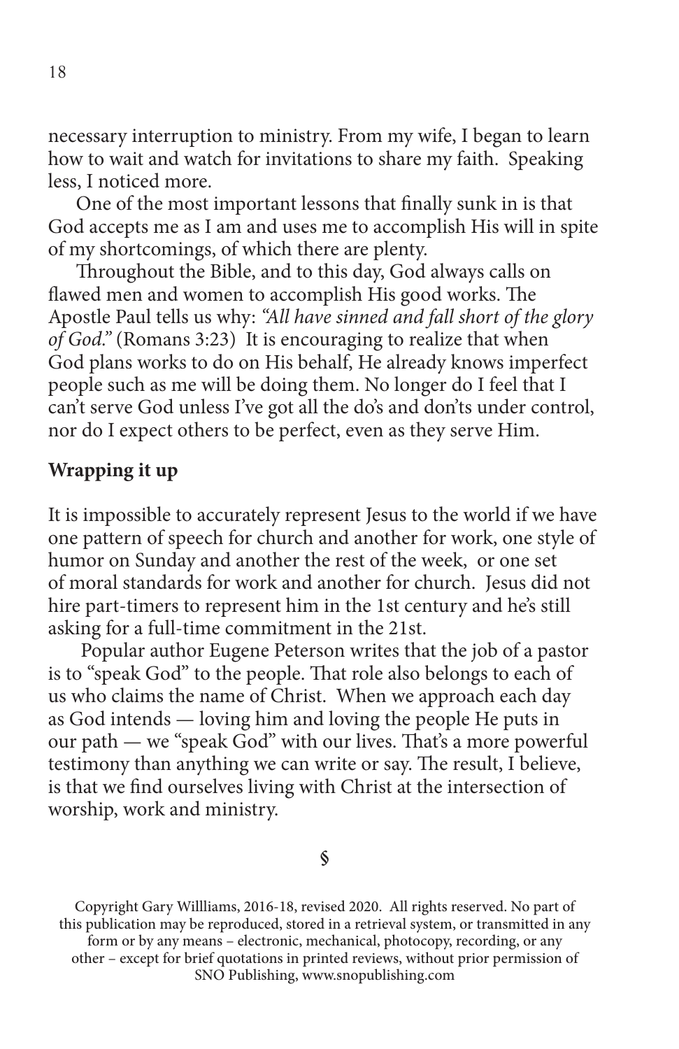necessary interruption to ministry. From my wife, I began to learn how to wait and watch for invitations to share my faith. Speaking less, I noticed more.

One of the most important lessons that finally sunk in is that God accepts me as I am and uses me to accomplish His will in spite of my shortcomings, of which there are plenty.

Throughout the Bible, and to this day, God always calls on flawed men and women to accomplish His good works. The Apostle Paul tells us why: *"All have sinned and fall short of the glory of God."* (Romans 3:23) It is encouraging to realize that when God plans works to do on His behalf, He already knows imperfect people such as me will be doing them. No longer do I feel that I can't serve God unless I've got all the do's and don'ts under control, nor do I expect others to be perfect, even as they serve Him.

**Wrapping it up**

It is impossible to accurately represent Jesus to the world if we have one pattern of speech for church and another for work, one style of humor on Sunday and another the rest of the week, or one set of moral standards for work and another for church. Jesus did not hire part-timers to represent him in the 1st century and he's still asking for a full-time commitment in the 21st.

Popular author Eugene Peterson writes that the job of a pastor is to "speak God" to the people. That role also belongs to each of us who claims the name of Christ. When we approach each day as God intends — loving him and loving the people He puts in our path — we "speak God" with our lives. That's a more powerful testimony than anything we can write or say. The result, I believe, is that we find ourselves living with Christ at the intersection of worship, work and ministry.

§

Copyright Gary Willliams, 2016-18, revised 2020. All rights reserved. No part of this publication may be reproduced, stored in a retrieval system, or transmitted in any form or by any means – electronic, mechanical, photocopy, recording, or any other – except for brief quotations in printed reviews, without prior permission of SNO Publishing, www.snopublishing.com